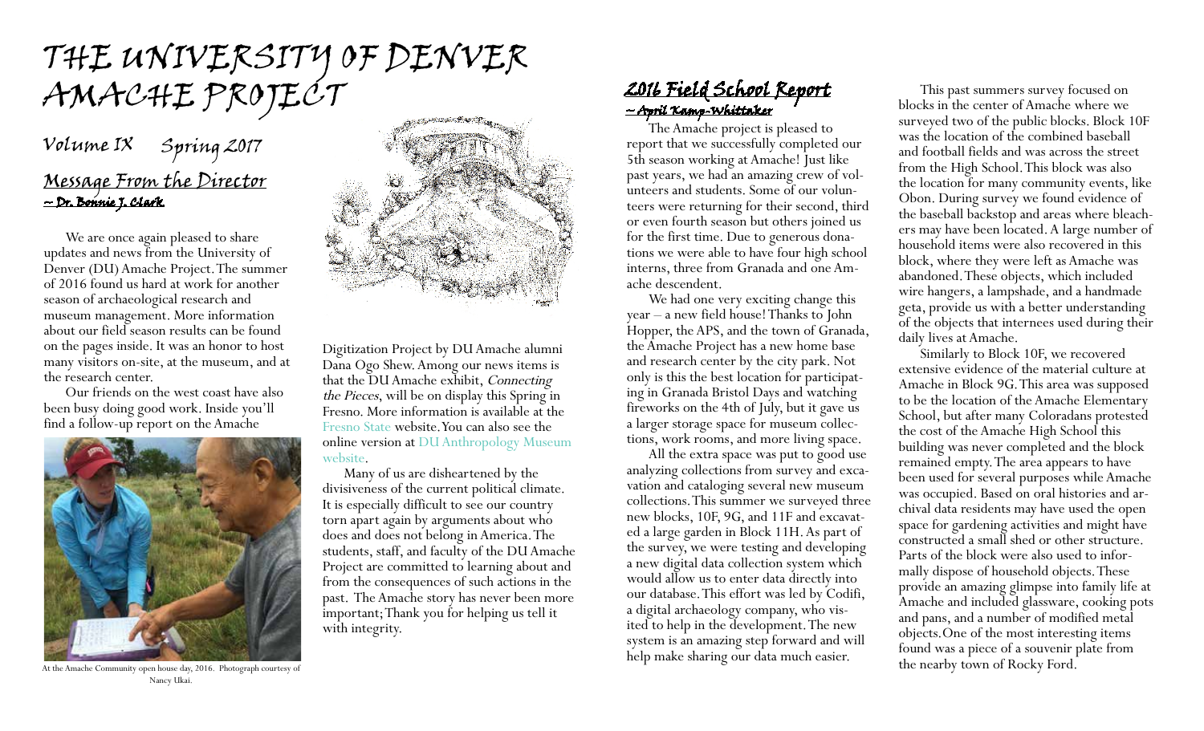# THE UNIVERSITY OF DENVER AMACHE PROJECT

Volume IX Spring 2017

## Message From the Director
~ Dr. Bonnie J. Clark

We are once again pleased to share updates and news from the University of Denver (DU) Amache Project. The summer of 2016 found us hard at work for another season of archaeological research and museum management. More information about our field season results can be found on the pages inside. It was an honor to host many visitors on-site, at the museum, and at the research center.

Our friends on the west coast have also been busy doing good work. Inside you'll find a follow-up report on the Amache Digitization Project by DU Amache alumni Dana Ogo Shew. Among our news items is that the DU Amache exhibit, *Connecting the Pieces*, will be on display this Spring in Fresno. More information is available at the Fresno State website. You can also see the online version at DU Anthropology Museum website.

Many of us are disheartened by the divisiveness of the current political climate. It is especially difficult to see our country torn apart again by arguments about who does and does not belong in America. The students, staff, and faculty of the DU Amache Project are committed to learning about and from the consequences of such actions in the past. The Amache story has never been more important; Thank you for helping us tell it with integrity.

At the Amache Community open house day, 2016. Photograph courtesy of Nancy Ukai.

## 2016 Field School Report
~ April Kamp-Whittaker

The Amache project is pleased to report that we successfully completed our 5th season working at Amache! Just like past years, we had an amazing crew of volunteers and students. Some of our volunteers were returning for their second, third or even fourth season but others joined us for the first time. Due to generous donations we were able to have four high school interns, three from Granada and one Amache descendent.

We had one very exciting change this year – a new field house! Thanks to John Hopper, the APS, and the town of Granada, the Amache Project has a new home base and research center by the city park. Not only is this the best location for participating in Granada Bristol Days and watching fireworks on the 4th of July, but it gave us a larger storage space for museum collections, work rooms, and more living space.

All the extra space was put to good use analyzing collections from survey and excavation and cataloging several new museum collections. This summer we surveyed three new blocks, 10F, 9G, and 11F and excavated a large garden in Block 11H. As part of the survey, we were testing and developing a new digital data collection system which would allow us to enter data directly into our database. This effort was led by Codifi, a digital archaeology company, who visited to help in the development. The new system is an amazing step forward and will help make sharing our data much easier.

This past summers survey focused on blocks in the center of Amache where we surveyed two of the public blocks. Block 10F was the location of the combined baseball and football fields and was across the street from the High School. This block was also the location for many community events, like Obon. During survey we found evidence of the baseball backstop and areas where bleachers may have been located. A large number of household items were also recovered in this block, where they were left as Amache was abandoned. These objects, which included wire hangers, a lampshade, and a handmade geta, provide us with a better understanding of the objects that internees used during their daily lives at Amache.

Similarly to Block 10F, we recovered extensive evidence of the material culture at Amache in Block 9G. This area was supposed to be the location of the Amache Elementary School, but after many Coloradans protested the cost of the Amache High School this building was never completed and the block remained empty. The area appears to have been used for several purposes while Amache was occupied. Based on oral histories and archival data residents may have used the open space for gardening activities and might have constructed a small shed or other structure. Parts of the block were also used to informally dispose of household objects. These provide an amazing glimpse into family life at Amache and included glassware, cooking pots and pans, and a number of modified metal objects. One of the most interesting items found was a piece of a souvenir plate from the nearby town of Rocky Ford.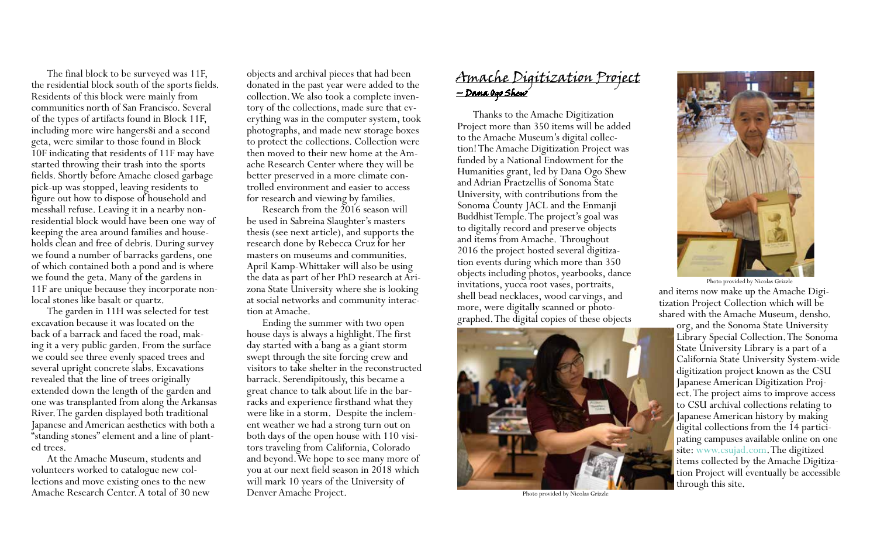The final block to be surveyed was 11F, the residential block south of the sports fields. Residents of this block were mainly from communities north of San Francisco. Several of the types of artifacts found in Block 11F, including more wire hangers8i and a second geta, were similar to those found in Block 10F indicating that residents of 11F may have started throwing their trash into the sports fields. Shortly before Amache closed garbage pick-up was stopped, leaving residents to figure out how to dispose of household and messhall refuse. Leaving it in a nearby non-residential block would have been one way of keeping the area around families and households clean and free of debris. During survey we found a number of barracks gardens, one of which contained both a pond and is where we found the geta. Many of the gardens in 11F are unique because they incorporate non-local stones like basalt or quartz.

The garden in 11H was selected for test excavation because it was located on the back of a barrack and faced the road, making it a very public garden. From the surface we could see three evenly spaced trees and several upright concrete slabs. Excavations revealed that the line of trees originally extended down the length of the garden and one was transplanted from along the Arkansas River. The garden displayed both traditional Japanese and American aesthetics with both a "standing stones" element and a line of planted trees.

At the Amache Museum, students and volunteers worked to catalogue new collections and move existing ones to the new Amache Research Center. A total of 30 new objects and archival pieces that had been donated in the past year were added to the collection. We also took a complete inventory of the collections, made sure that everything was in the computer system, took photographs, and made new storage boxes to protect the collections. Collection were then moved to their new home at the Amache Research Center where they will be better preserved in a more climate controlled environment and easier to access for research and viewing by families.

Research from the 2016 season will be used in Sabreina Slaughter's masters thesis (see next article), and supports the research done by Rebecca Cruz for her masters on museums and communities. April Kamp-Whittaker will also be using the data as part of her PhD research at Arizona State University where she is looking at social networks and community interaction at Amache.

Ending the summer with two open house days is always a highlight. The first day started with a bang as a giant storm swept through the site forcing crew and visitors to take shelter in the reconstructed barrack. Serendipitously, this became a great chance to talk about life in the barracks and experience firsthand what they were like in a storm. Despite the inclement weather we had a strong turn out on both days of the open house with 110 visitors traveling from California, Colorado and beyond. We hope to see many more of you at our next field season in 2018 which will mark 10 years of the University of Denver Amache Project.

## Amache Digitization Project

*~ Dana Ogo Shew*

Thanks to the Amache Digitization Project more than 350 items will be added to the Amache Museum's digital collection! The Amache Digitization Project was funded by a National Endowment for the Humanities grant, led by Dana Ogo Shew and Adrian Praetzellis of Sonoma State University, with contributions from the Sonoma County JACL and the Enmanji Buddhist Temple. The project's goal was to digitally record and preserve objects and items from Amache. Throughout 2016 the project hosted several digitization events during which more than 350 objects including photos, yearbooks, dance invitations, yucca root vases, portraits, shell bead necklaces, wood carvings, and more, were digitally scanned or photographed. The digital copies of these objects and items now make up the Amache Digitization Project Collection which will be shared with the Amache Museum, densho.org, and the Sonoma State University Library Special Collection. The Sonoma State University Library is a part of a California State University System-wide digitization project known as the CSU Japanese American Digitization Project. The project aims to improve access to CSU archival collections relating to Japanese American history by making digital collections from the 14 participating campuses available online on one site: www.csujad.com. The digitized items collected by the Amache Digitization Project will eventually be accessible through this site.

Photo provided by Nicolas Grizzle

Photo provided by Nicolas Grizzle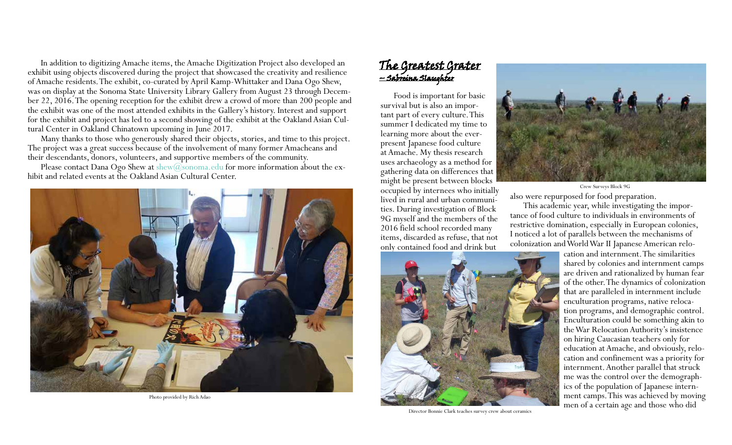In addition to digitizing Amache items, the Amache Digitization Project also developed an exhibit using objects discovered during the project that showcased the creativity and resilience of Amache residents. The exhibit, co-curated by April Kamp-Whittaker and Dana Ogo Shew, was on display at the Sonoma State University Library Gallery from August 23 through December 22, 2016. The opening reception for the exhibit drew a crowd of more than 200 people and the exhibit was one of the most attended exhibits in the Gallery's history. Interest and support for the exhibit and project has led to a second showing of the exhibit at the Oakland Asian Cultural Center in Oakland Chinatown upcoming in June 2017.

Many thanks to those who generously shared their objects, stories, and time to this project. The project was a great success because of the involvement of many former Amacheans and their descendants, donors, volunteers, and supportive members of the community.

Please contact Dana Ogo Shew at shew@sonoma.edu for more information about the exhibit and related events at the Oakland Asian Cultural Center.

Photo provided by Rich Adao

## The Greatest Grater

*~ Sabreina Slaughter*

Food is important for basic survival but is also an important part of every culture. This summer I dedicated my time to learning more about the ever-present Japanese food culture at Amache. My thesis research uses archaeology as a method for gathering data on differences that might be present between blocks occupied by internees who initially lived in rural and urban communities. During investigation of Block 9G myself and the members of the 2016 field school recorded many items, discarded as refuse, that not only contained food and drink but also were repurposed for food preparation.

Crew Surveys Block 9G

This academic year, while investigating the importance of food culture to individuals in environments of restrictive domination, especially in European colonies, I noticed a lot of parallels between the mechanisms of colonization and World War II Japanese American relocation and internment. The similarities shared by colonies and internment camps are driven and rationalized by human fear of the other. The dynamics of colonization that are paralleled in internment include enculturation programs, native relocation programs, and demographic control. Enculturation could be something akin to the War Relocation Authority's insistence on hiring Caucasian teachers only for education at Amache, and obviously, relocation and confinement was a priority for internment. Another parallel that struck me was the control over the demographics of the population of Japanese internment camps. This was achieved by moving men of a certain age and those who did

Director Bonnie Clark teaches survey crew about ceramics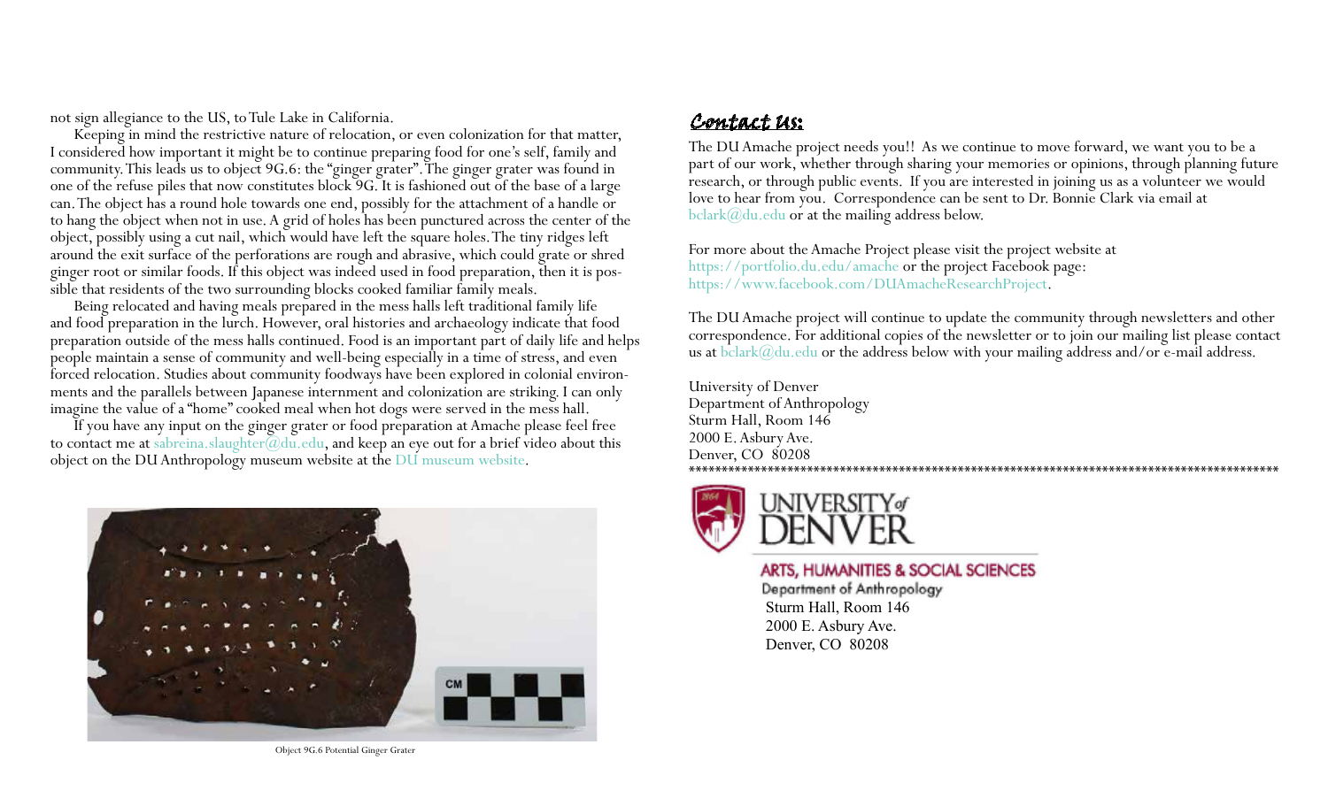not sign allegiance to the US, to Tule Lake in California.

Keeping in mind the restrictive nature of relocation, or even colonization for that matter, I considered how important it might be to continue preparing food for one's self, family and community. This leads us to object 9G.6: the "ginger grater". The ginger grater was found in one of the refuse piles that now constitutes block 9G. It is fashioned out of the base of a large can. The object has a round hole towards one end, possibly for the attachment of a handle or to hang the object when not in use. A grid of holes has been punctured across the center of the object, possibly using a cut nail, which would have left the square holes. The tiny ridges left around the exit surface of the perforations are rough and abrasive, which could grate or shred ginger root or similar foods. If this object was indeed used in food preparation, then it is possible that residents of the two surrounding blocks cooked familiar family meals.

Being relocated and having meals prepared in the mess halls left traditional family life and food preparation in the lurch. However, oral histories and archaeology indicate that food preparation outside of the mess halls continued. Food is an important part of daily life and helps people maintain a sense of community and well-being especially in a time of stress, and even forced relocation. Studies about community foodways have been explored in colonial environments and the parallels between Japanese internment and colonization are striking. I can only imagine the value of a "home" cooked meal when hot dogs were served in the mess hall.

If you have any input on the ginger grater or food preparation at Amache please feel free to contact me at sabreina.slaughter@du.edu, and keep an eye out for a brief video about this object on the DU Anthropology museum website at the DU museum website.

CM

Object 9G.6 Potential Ginger Grater

## Contact us:

The DU Amache project needs you!! As we continue to move forward, we want you to be a part of our work, whether through sharing your memories or opinions, through planning future research, or through public events. If you are interested in joining us as a volunteer we would love to hear from you. Correspondence can be sent to Dr. Bonnie Clark via email at bclark@du.edu or at the mailing address below.

For more about the Amache Project please visit the project website at https://portfolio.du.edu/amache or the project Facebook page: https://www.facebook.com/DUAmacheResearchProject.

The DU Amache project will continue to update the community through newsletters and other correspondence. For additional copies of the newsletter or to join our mailing list please contact us at bclark@du.edu or the address below with your mailing address and/or e-mail address.

University of Denver
Department of Anthropology
Sturm Hall, Room 146
2000 E. Asbury Ave.
Denver, CO 80208

UNIVERSITY of DENVER

ARTS, HUMANITIES & SOCIAL SCIENCES
Department of Anthropology
Sturm Hall, Room 146
2000 E. Asbury Ave.
Denver, CO 80208